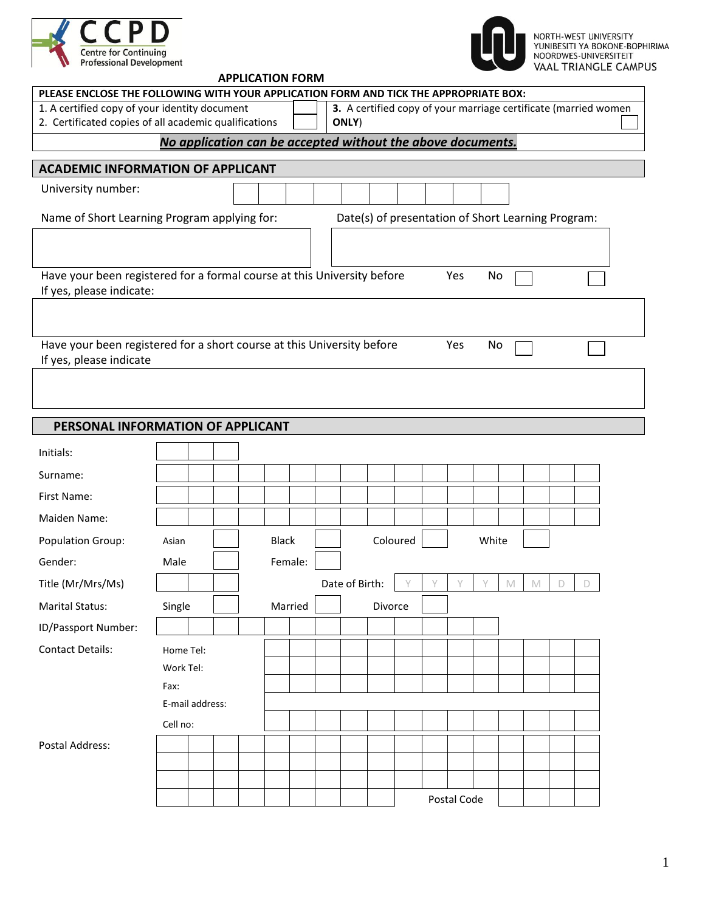CCPD
Centre for Continuing Professional Development

NORTH-WEST UNIVERSITY
YUNIBESITI YA BOKONE-BOPHIRIMA
NOORDWES-UNIVERSITEIT
VAAL TRIANGLE CAMPUS

# APPLICATION FORM

**PLEASE ENCLOSE THE FOLLOWING WITH YOUR APPLICATION FORM AND TICK THE APPROPRIATE BOX:**

| | | | |
|---|---|---|---|
| 1. A certified copy of your identity document | ☐ | **3.** A certified copy of your marriage certificate (married women **ONLY**) | ☐ |
| 2. Certificated copies of all academic qualifications | ☐ | | |

***No application can be accepted without the above documents.***

## ACADEMIC INFORMATION OF APPLICANT

University number: | | | | | | | | | | |

Name of Short Learning Program applying for:

Date(s) of presentation of Short Learning Program:

Have your been registered for a formal course at this University before Yes ☐ No ☐

If yes, please indicate:

Have your been registered for a short course at this University before Yes ☐ No ☐

If yes, please indicate

## PERSONAL INFORMATION OF APPLICANT

| | |
|---|---|
| Initials: | |
| Surname: | |
| First Name: | |
| Maiden Name: | |
| Population Group: | Asian ☐ Black ☐ Coloured ☐ White ☐ |
| Gender: | Male ☐ Female: ☐ |
| Title (Mr/Mrs/Ms) | Date of Birth: Y Y Y Y M M D D |
| Marital Status: | Single ☐ Married ☐ Divorce ☐ |
| ID/Passport Number: | |
| Contact Details: | Home Tel: |
| | Work Tel: |
| | Fax: |
| | E-mail address: |
| | Cell no: |
| Postal Address: | |
| | |
| | |
| | Postal Code |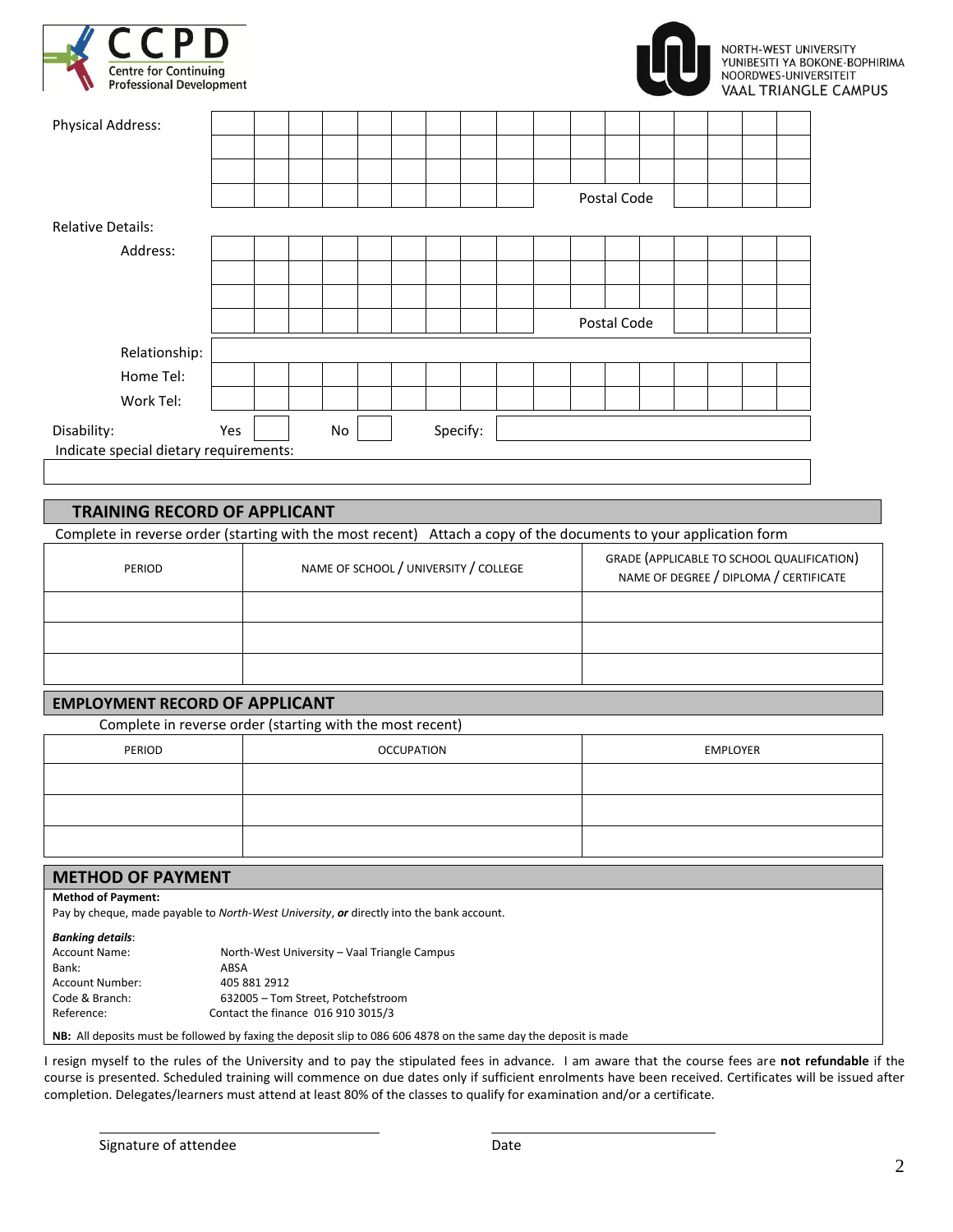CCPD Centre for Continuing Professional Development

NORTH-WEST UNIVERSITY
YUNIBESITI YA BOKONE-BOPHIRIMA
NOORDWES-UNIVERSITEIT
VAAL TRIANGLE CAMPUS

Physical Address:

Postal Code

Relative Details:

Address:

Postal Code

Relationship:

Home Tel:

Work Tel:

Disability: Yes ☐ No ☐ Specify:

Indicate special dietary requirements:

## TRAINING RECORD OF APPLICANT

Complete in reverse order (starting with the most recent) Attach a copy of the documents to your application form

| PERIOD | NAME OF SCHOOL / UNIVERSITY / COLLEGE | GRADE (APPLICABLE TO SCHOOL QUALIFICATION) NAME OF DEGREE / DIPLOMA / CERTIFICATE |
|---|---|---|
| | | |
| | | |
| | | |

## EMPLOYMENT RECORD OF APPLICANT

Complete in reverse order (starting with the most recent)

| PERIOD | OCCUPATION | EMPLOYER |
|---|---|---|
| | | |
| | | |
| | | |

## METHOD OF PAYMENT

**Method of Payment:**

Pay by cheque, made payable to *North-West University*, ***or*** directly into the bank account.

***Banking details***:

| | |
|---|---|
| Account Name: | North-West University – Vaal Triangle Campus |
| Bank: | ABSA |
| Account Number: | 405 881 2912 |
| Code & Branch: | 632005 – Tom Street, Potchefstroom |
| Reference: | Contact the finance 016 910 3015/3 |

**NB:** All deposits must be followed by faxing the deposit slip to 086 606 4878 on the same day the deposit is made

I resign myself to the rules of the University and to pay the stipulated fees in advance. I am aware that the course fees are **not refundable** if the course is presented. Scheduled training will commence on due dates only if sufficient enrolments have been received. Certificates will be issued after completion. Delegates/learners must attend at least 80% of the classes to qualify for examination and/or a certificate.

Signature of attendee ____________________ Date ____________________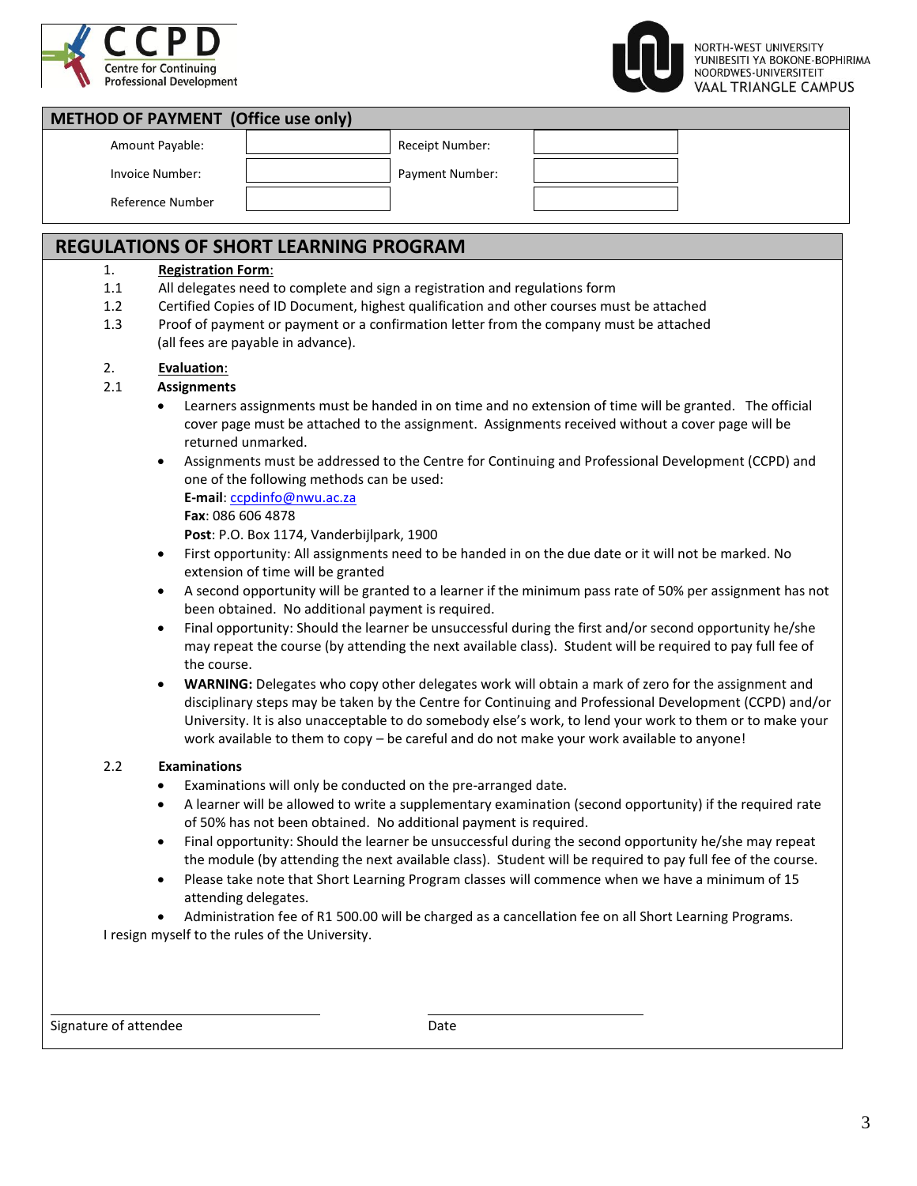CCPD
Centre for Continuing Professional Development

NORTH-WEST UNIVERSITY
YUNIBESITI YA BOKONE-BOPHIRIMA
NOORDWES-UNIVERSITEIT
VAAL TRIANGLE CAMPUS

## METHOD OF PAYMENT (Office use only)

| | | | |
|---|---|---|---|
| Amount Payable: | | Receipt Number: | |
| Invoice Number: | | Payment Number: | |
| Reference Number | | | |

## REGULATIONS OF SHORT LEARNING PROGRAM

1. **Registration Form**:

1.1 All delegates need to complete and sign a registration and regulations form

1.2 Certified Copies of ID Document, highest qualification and other courses must be attached

1.3 Proof of payment or payment or a confirmation letter from the company must be attached (all fees are payable in advance).

2. **Evaluation**:

2.1 **Assignments**

- Learners assignments must be handed in on time and no extension of time will be granted. The official cover page must be attached to the assignment. Assignments received without a cover page will be returned unmarked.
- Assignments must be addressed to the Centre for Continuing and Professional Development (CCPD) and one of the following methods can be used:
  **E-mail**: ccpdinfo@nwu.ac.za
  **Fax**: 086 606 4878
  **Post**: P.O. Box 1174, Vanderbijlpark, 1900
- First opportunity: All assignments need to be handed in on the due date or it will not be marked. No extension of time will be granted
- A second opportunity will be granted to a learner if the minimum pass rate of 50% per assignment has not been obtained. No additional payment is required.
- Final opportunity: Should the learner be unsuccessful during the first and/or second opportunity he/she may repeat the course (by attending the next available class). Student will be required to pay full fee of the course.
- **WARNING:** Delegates who copy other delegates work will obtain a mark of zero for the assignment and disciplinary steps may be taken by the Centre for Continuing and Professional Development (CCPD) and/or University. It is also unacceptable to do somebody else's work, to lend your work to them or to make your work available to them to copy – be careful and do not make your work available to anyone!

2.2 **Examinations**

- Examinations will only be conducted on the pre-arranged date.
- A learner will be allowed to write a supplementary examination (second opportunity) if the required rate of 50% has not been obtained. No additional payment is required.
- Final opportunity: Should the learner be unsuccessful during the second opportunity he/she may repeat the module (by attending the next available class). Student will be required to pay full fee of the course.
- Please take note that Short Learning Program classes will commence when we have a minimum of 15 attending delegates.
- Administration fee of R1 500.00 will be charged as a cancellation fee on all Short Learning Programs.

I resign myself to the rules of the University.

Signature of attendee ____________________ Date ____________________